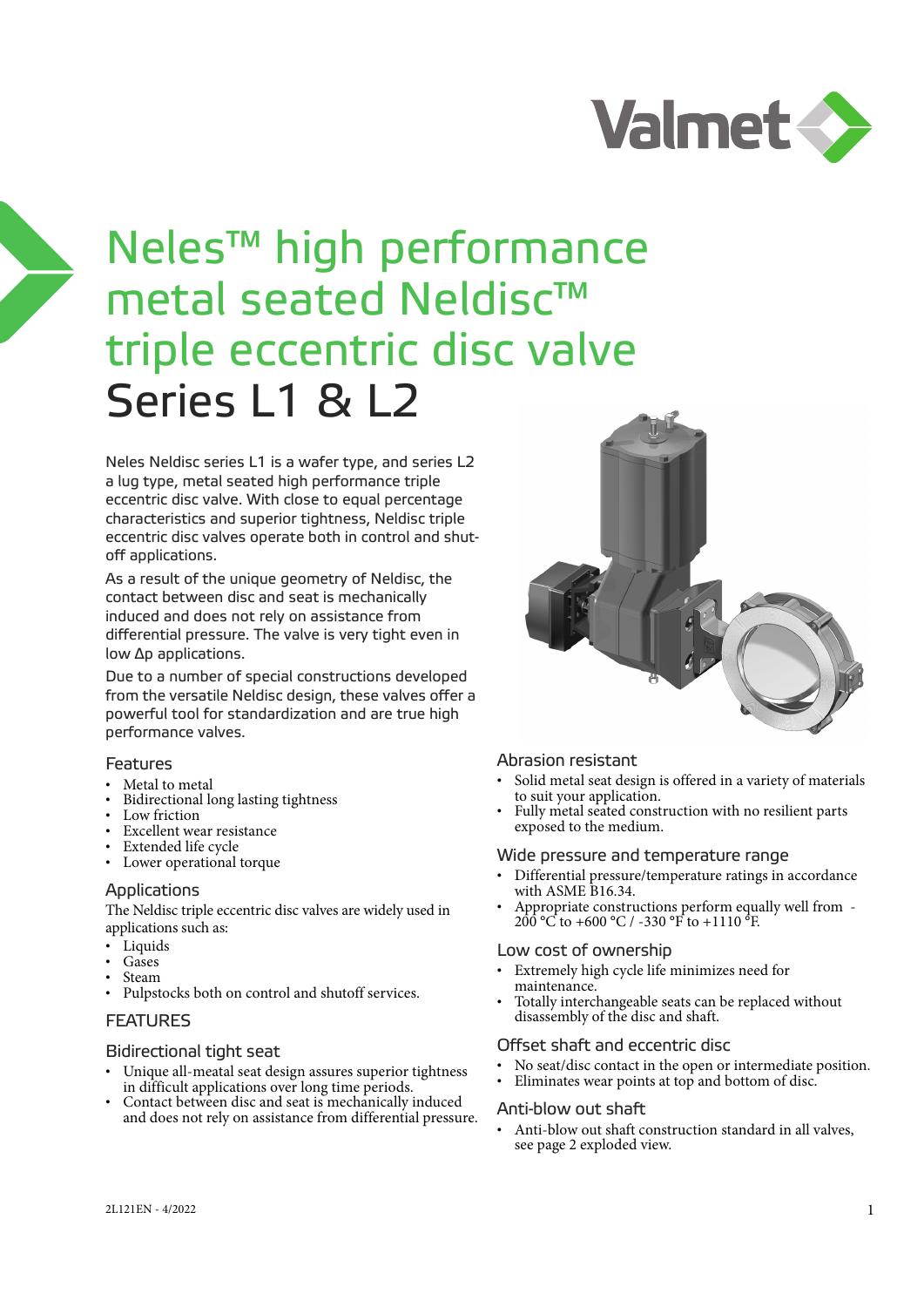# Neles™ high performance metal seated Neldisc™ triple eccentric disc valve Series L1 & L2

Neles Neldisc series L1 is a wafer type, and series L2 a lug type, metal seated high performance triple eccentric disc valve. With close to equal percentage characteristics and superior tightness, Neldisc triple eccentric disc valves operate both in control and shut-off applications.

As a result of the unique geometry of Neldisc, the contact between disc and seat is mechanically induced and does not rely on assistance from differential pressure. The valve is very tight even in low Δp applications.

Due to a number of special constructions developed from the versatile Neldisc design, these valves offer a powerful tool for standardization and are true high performance valves.

### Features

- Metal to metal
- Bidirectional long lasting tightness
- Low friction
- Excellent wear resistance
- Extended life cycle
- Lower operational torque

### Applications

The Neldisc triple eccentric disc valves are widely used in applications such as:

- Liquids
- Gases
- Steam
- Pulpstocks both on control and shutoff services.

## FEATURES

### Bidirectional tight seat

- Unique all-meatal seat design assures superior tightness in difficult applications over long time periods.
- Contact between disc and seat is mechanically induced and does not rely on assistance from differential pressure.

### Abrasion resistant

- Solid metal seat design is offered in a variety of materials to suit your application.
- Fully metal seated construction with no resilient parts exposed to the medium.

### Wide pressure and temperature range

- Differential pressure/temperature ratings in accordance with ASME B16.34.
- Appropriate constructions perform equally well from -200 °C to +600 °C / -330 °F to +1110 °F.

### Low cost of ownership

- Extremely high cycle life minimizes need for maintenance.
- Totally interchangeable seats can be replaced without disassembly of the disc and shaft.

### Offset shaft and eccentric disc

- No seat/disc contact in the open or intermediate position.
- Eliminates wear points at top and bottom of disc.

### Anti-blow out shaft

- Anti-blow out shaft construction standard in all valves, see page 2 exploded view.

2L121EN - 4/2022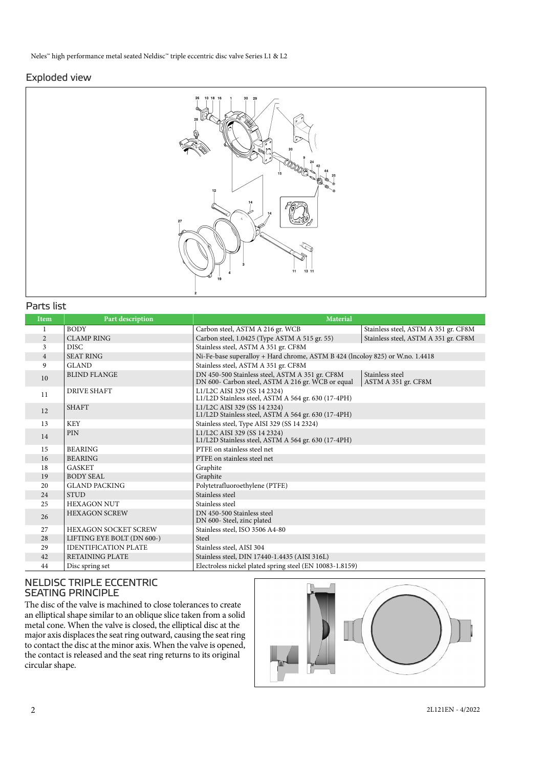## Exploded view

## Parts list

| Item | Part description | Material | |
|---|---|---|---|
| 1 | BODY | Carbon steel, ASTM A 216 gr. WCB | Stainless steel, ASTM A 351 gr. CF8M |
| 2 | CLAMP RING | Carbon steel, 1.0425 (Type ASTM A 515 gr. 55) | Stainless steel, ASTM A 351 gr. CF8M |
| 3 | DISC | Stainless steel, ASTM A 351 gr. CF8M | |
| 4 | SEAT RING | Ni-Fe-base superalloy + Hard chrome, ASTM B 424 (Incoloy 825) or W.no. 1.4418 | |
| 9 | GLAND | Stainless steel, ASTM A 351 gr. CF8M | |
| 10 | BLIND FLANGE | DN 450-500 Stainless steel, ASTM A 351 gr. CF8M<br>DN 600- Carbon steel, ASTM A 216 gr. WCB or equal | Stainless steel<br>ASTM A 351 gr. CF8M |
| 11 | DRIVE SHAFT | L1/L2C AISI 329 (SS 14 2324)<br>L1/L2D Stainless steel, ASTM A 564 gr. 630 (17-4PH) | |
| 12 | SHAFT | L1/L2C AISI 329 (SS 14 2324)<br>L1/L2D Stainless steel, ASTM A 564 gr. 630 (17-4PH) | |
| 13 | KEY | Stainless steel, Type AISI 329 (SS 14 2324) | |
| 14 | PIN | L1/L2C AISI 329 (SS 14 2324)<br>L1/L2D Stainless steel, ASTM A 564 gr. 630 (17-4PH) | |
| 15 | BEARING | PTFE on stainless steel net | |
| 16 | BEARING | PTFE on stainless steel net | |
| 18 | GASKET | Graphite | |
| 19 | BODY SEAL | Graphite | |
| 20 | GLAND PACKING | Polytetrafluoroethylene (PTFE) | |
| 24 | STUD | Stainless steel | |
| 25 | HEXAGON NUT | Stainless steel | |
| 26 | HEXAGON SCREW | DN 450-500 Stainless steel<br>DN 600- Steel, zinc plated | |
| 27 | HEXAGON SOCKET SCREW | Stainless steel, ISO 3506 A4-80 | |
| 28 | LIFTING EYE BOLT (DN 600-) | Steel | |
| 29 | IDENTIFICATION PLATE | Stainless steel, AISI 304 | |
| 42 | RETAINING PLATE | Stainless steel, DIN 17440-1.4435 (AISI 316L) | |
| 44 | Disc spring set | Electroless nickel plated spring steel (EN 10083-1.8159) | |

## NELDISC TRIPLE ECCENTRIC SEATING PRINCIPLE

The disc of the valve is machined to close tolerances to create an elliptical shape similar to an oblique slice taken from a solid metal cone. When the valve is closed, the elliptical disc at the major axis displaces the seat ring outward, causing the seat ring to contact the disc at the minor axis. When the valve is opened, the contact is released and the seat ring returns to its original circular shape.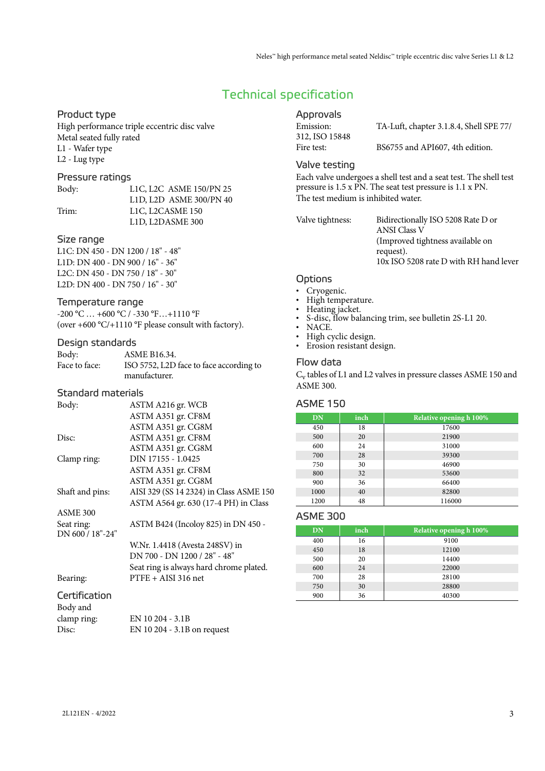# Technical specification

## Product type

High performance triple eccentric disc valve
Metal seated fully rated
L1 - Wafer type
L2 - Lug type

## Pressure ratings

Body: L1C, L2C ASME 150/PN 25
L1D, L2D ASME 300/PN 40

Trim: L1C, L2CASME 150
L1D, L2DASME 300

## Size range

L1C: DN 450 - DN 1200 / 18" - 48"
L1D: DN 400 - DN 900 / 16" - 36"
L2C: DN 450 - DN 750 / 18" - 30"
L2D: DN 400 - DN 750 / 16" - 30"

## Temperature range

-200 °C … +600 °C / -330 °F…+1110 °F
(over +600 °C/+1110 °F please consult with factory).

## Design standards

Body: ASME B16.34.

Face to face: ISO 5752, L2D face to face according to manufacturer.

## Standard materials

Body: ASTM A216 gr. WCB
ASTM A351 gr. CF8M
ASTM A351 gr. CG8M

Disc: ASTM A351 gr. CF8M
ASTM A351 gr. CG8M

Clamp ring: DIN 17155 - 1.0425
ASTM A351 gr. CF8M
ASTM A351 gr. CG8M

Shaft and pins: AISI 329 (SS 14 2324) in Class ASME 150
ASTM A564 gr. 630 (17-4 PH) in Class ASME 300

Seat ring: ASTM B424 (Incoloy 825) in DN 450 - DN 600 / 18"-24"
W.Nr. 1.4418 (Avesta 248SV) in DN 700 - DN 1200 / 28" - 48"
Seat ring is always hard chrome plated.

Bearing: PTFE + AISI 316 net

## Certification

Body and clamp ring: EN 10 204 - 3.1B

Disc: EN 10 204 - 3.1B on request

## Approvals

Emission: TA-Luft, chapter 3.1.8.4, Shell SPE 77/312, ISO 15848

Fire test: BS6755 and API607, 4th edition.

## Valve testing

Each valve undergoes a shell test and a seat test. The shell test pressure is 1.5 x PN. The seat test pressure is 1.1 x PN.
The test medium is inhibited water.

Valve tightness: Bidirectionally ISO 5208 Rate D or ANSI Class V
(Improved tightness available on request).
10x ISO 5208 rate D with RH hand lever

## Options

- Cryogenic.
- High temperature.
- Heating jacket.
- S-disc, flow balancing trim, see bulletin 2S-L1 20.
- NACE.
- High cyclic design.
- Erosion resistant design.

## Flow data

$C_v$ tables of L1 and L2 valves in pressure classes ASME 150 and ASME 300.

## ASME 150

| DN | inch | Relative opening h 100% |
|---|---|---|
| 450 | 18 | 17600 |
| 500 | 20 | 21900 |
| 600 | 24 | 31000 |
| 700 | 28 | 39300 |
| 750 | 30 | 46900 |
| 800 | 32 | 53600 |
| 900 | 36 | 66400 |
| 1000 | 40 | 82800 |
| 1200 | 48 | 116000 |

## ASME 300

| DN | inch | Relative opening h 100% |
|---|---|---|
| 400 | 16 | 9100 |
| 450 | 18 | 12100 |
| 500 | 20 | 14400 |
| 600 | 24 | 22000 |
| 700 | 28 | 28100 |
| 750 | 30 | 28800 |
| 900 | 36 | 40300 |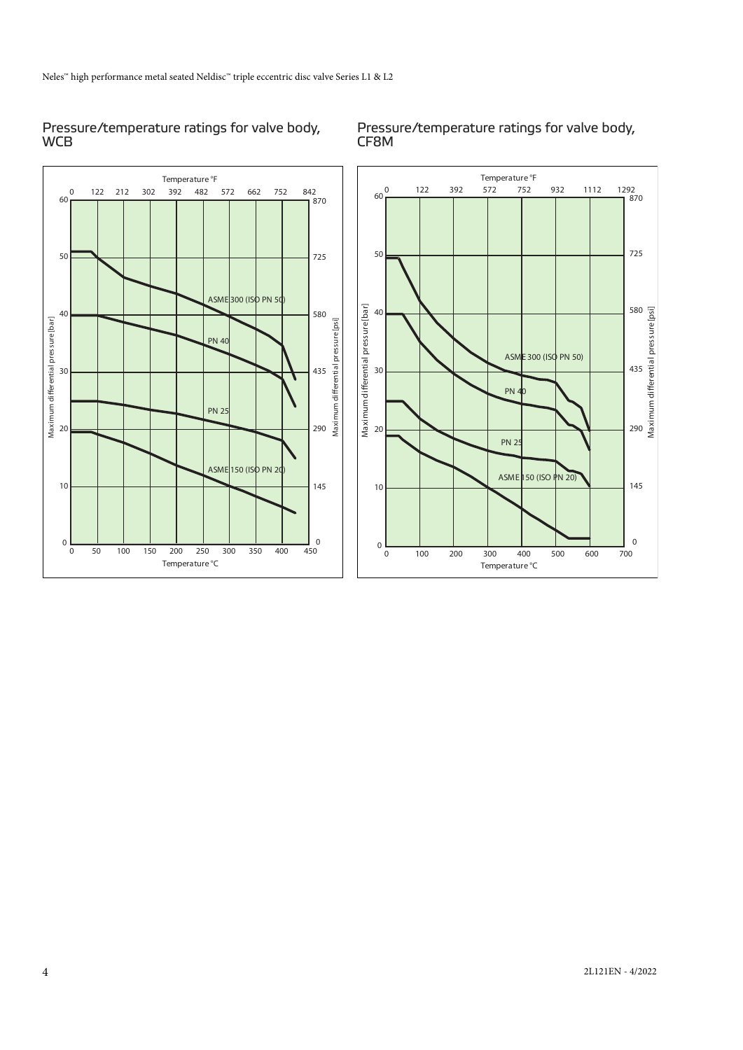## Pressure/temperature ratings for valve body, WCB

Temperature °F: 0, 122, 212, 302, 392, 482, 572, 662, 752, 842

Maximum differential pressure [bar]: 0, 10, 20, 30, 40, 50, 60

Maximum differential pressure [psi]: 0, 145, 290, 435, 580, 725, 870

Temperature °C: 0, 50, 100, 150, 200, 250, 300, 350, 400, 450

Curves: ASME 300 (ISO PN 50), PN 40, PN 25, ASME 150 (ISO PN 20)

## Pressure/temperature ratings for valve body, CF8M

Temperature °F: 0, 122, 392, 572, 752, 932, 1112, 1292

Maximum differential pressure [bar]: 0, 10, 20, 30, 40, 50, 60

Maximum differential pressure [psi]: 0, 145, 290, 435, 580, 725, 870

Temperature °C: 0, 100, 200, 300, 400, 500, 600, 700

Curves: ASME 300 (ISO PN 50), PN 40, PN 25, ASME 150 (ISO PN 20)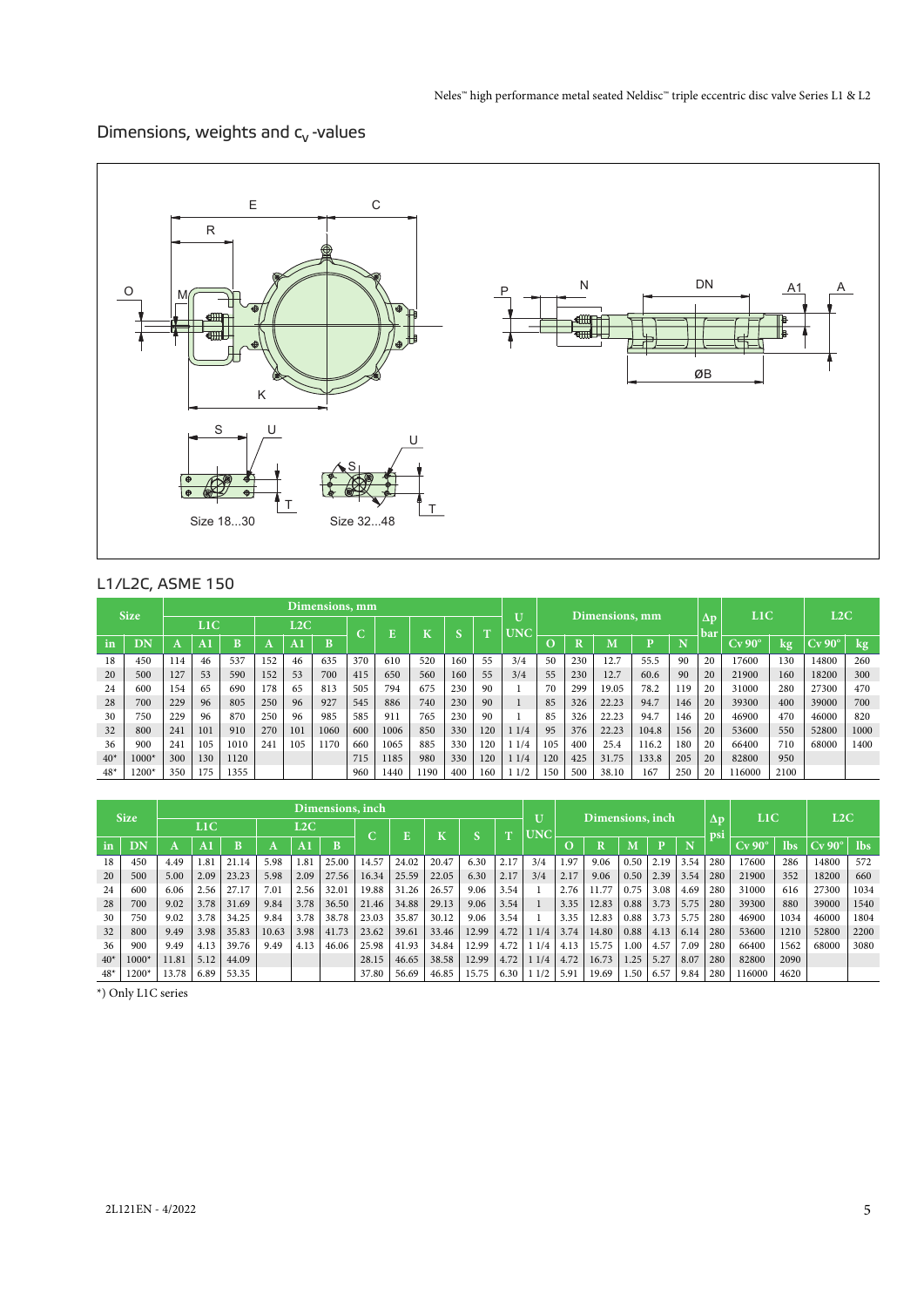## Dimensions, weights and $c_v$ -values

### L1/L2C, ASME 150

| Size | | Dimensions, mm | | | | | | | | | | | U | Dimensions, mm | | | | | Δp | L1C | | L2C | |
|---|---|---|---|---|---|---|---|---|---|---|---|---|---|---|---|---|---|---|---|---|---|---|---|
| | | L1C | | | L2C | | | C | E | K | S | T | UNC | | | | | | bar | | | | |
| in | DN | A | A1 | B | A | A1 | B | | | | | | | O | R | M | P | N | | Cv 90° | kg | Cv 90° | kg |
| 18 | 450 | 114 | 46 | 537 | 152 | 46 | 635 | 370 | 610 | 520 | 160 | 55 | 3/4 | 50 | 230 | 12.7 | 55.5 | 90 | 20 | 17600 | 130 | 14800 | 260 |
| 20 | 500 | 127 | 53 | 590 | 152 | 53 | 700 | 415 | 650 | 560 | 160 | 55 | 3/4 | 55 | 230 | 12.7 | 60.6 | 90 | 20 | 21900 | 160 | 18200 | 300 |
| 24 | 600 | 154 | 65 | 690 | 178 | 65 | 813 | 505 | 794 | 675 | 230 | 90 | 1 | 70 | 299 | 19.05 | 78.2 | 119 | 20 | 31000 | 280 | 27300 | 470 |
| 28 | 700 | 229 | 96 | 805 | 250 | 96 | 927 | 545 | 886 | 740 | 230 | 90 | 1 | 85 | 326 | 22.23 | 94.7 | 146 | 20 | 39300 | 400 | 39000 | 700 |
| 30 | 750 | 229 | 96 | 870 | 250 | 96 | 985 | 585 | 911 | 765 | 230 | 90 | 1 | 85 | 326 | 22.23 | 94.7 | 146 | 20 | 46900 | 470 | 46000 | 820 |
| 32 | 800 | 241 | 101 | 910 | 270 | 101 | 1060 | 600 | 1006 | 850 | 330 | 120 | 1 1/4 | 95 | 376 | 22.23 | 104.8 | 156 | 20 | 53600 | 550 | 52800 | 1000 |
| 36 | 900 | 241 | 105 | 1010 | 241 | 105 | 1170 | 660 | 1065 | 885 | 330 | 120 | 1 1/4 | 105 | 400 | 25.4 | 116.2 | 180 | 20 | 66400 | 710 | 68000 | 1400 |
| 40* | 1000* | 300 | 130 | 1120 | | | | 715 | 1185 | 980 | 330 | 120 | 1 1/4 | 120 | 425 | 31.75 | 133.8 | 205 | 20 | 82800 | 950 | | |
| 48* | 1200* | 350 | 175 | 1355 | | | | 960 | 1440 | 1190 | 400 | 160 | 1 1/2 | 150 | 500 | 38.10 | 167 | 250 | 20 | 116000 | 2100 | | |

| Size | | Dimensions, inch | | | | | | | | | | | U | Dimensions, inch | | | | | Δp | L1C | | L2C | |
|---|---|---|---|---|---|---|---|---|---|---|---|---|---|---|---|---|---|---|---|---|---|---|---|
| | | L1C | | | L2C | | | C | E | K | S | T | UNC | | | | | | psi | | | | |
| in | DN | A | A1 | B | A | A1 | B | | | | | | | O | R | M | P | N | | Cv 90° | lbs | Cv 90° | lbs |
| 18 | 450 | 4.49 | 1.81 | 21.14 | 5.98 | 1.81 | 25.00 | 14.57 | 24.02 | 20.47 | 6.30 | 2.17 | 3/4 | 1.97 | 9.06 | 0.50 | 2.19 | 3.54 | 280 | 17600 | 286 | 14800 | 572 |
| 20 | 500 | 5.00 | 2.09 | 23.23 | 5.98 | 2.09 | 27.56 | 16.34 | 25.59 | 22.05 | 6.30 | 2.17 | 3/4 | 2.17 | 9.06 | 0.50 | 2.39 | 3.54 | 280 | 21900 | 352 | 18200 | 660 |
| 24 | 600 | 6.06 | 2.56 | 27.17 | 7.01 | 2.56 | 32.01 | 19.88 | 31.26 | 26.57 | 9.06 | 3.54 | 1 | 2.76 | 11.77 | 0.75 | 3.08 | 4.69 | 280 | 31000 | 616 | 27300 | 1034 |
| 28 | 700 | 9.02 | 3.78 | 31.69 | 9.84 | 3.78 | 36.50 | 21.46 | 34.88 | 29.13 | 9.06 | 3.54 | 1 | 3.35 | 12.83 | 0.88 | 3.73 | 5.75 | 280 | 39300 | 880 | 39000 | 1540 |
| 30 | 750 | 9.02 | 3.78 | 34.25 | 9.84 | 3.78 | 38.78 | 23.03 | 35.87 | 30.12 | 9.06 | 3.54 | 1 | 3.35 | 12.83 | 0.88 | 3.73 | 5.75 | 280 | 46900 | 1034 | 46000 | 1804 |
| 32 | 800 | 9.49 | 3.98 | 35.83 | 10.63 | 3.98 | 41.73 | 23.62 | 39.61 | 33.46 | 12.99 | 4.72 | 1 1/4 | 3.74 | 14.80 | 0.88 | 4.13 | 6.14 | 280 | 53600 | 1210 | 52800 | 2200 |
| 36 | 900 | 9.49 | 4.13 | 39.76 | 9.49 | 4.13 | 46.06 | 25.98 | 41.93 | 34.84 | 12.99 | 4.72 | 1 1/4 | 4.13 | 15.75 | 1.00 | 4.57 | 7.09 | 280 | 66400 | 1562 | 68000 | 3080 |
| 40* | 1000* | 11.81 | 5.12 | 44.09 | | | | 28.15 | 46.65 | 38.58 | 12.99 | 4.72 | 1 1/4 | 4.72 | 16.73 | 1.25 | 5.27 | 8.07 | 280 | 82800 | 2090 | | |
| 48* | 1200* | 13.78 | 6.89 | 53.35 | | | | 37.80 | 56.69 | 46.85 | 15.75 | 6.30 | 1 1/2 | 5.91 | 19.69 | 1.50 | 6.57 | 9.84 | 280 | 116000 | 4620 | | |

*) Only L1C series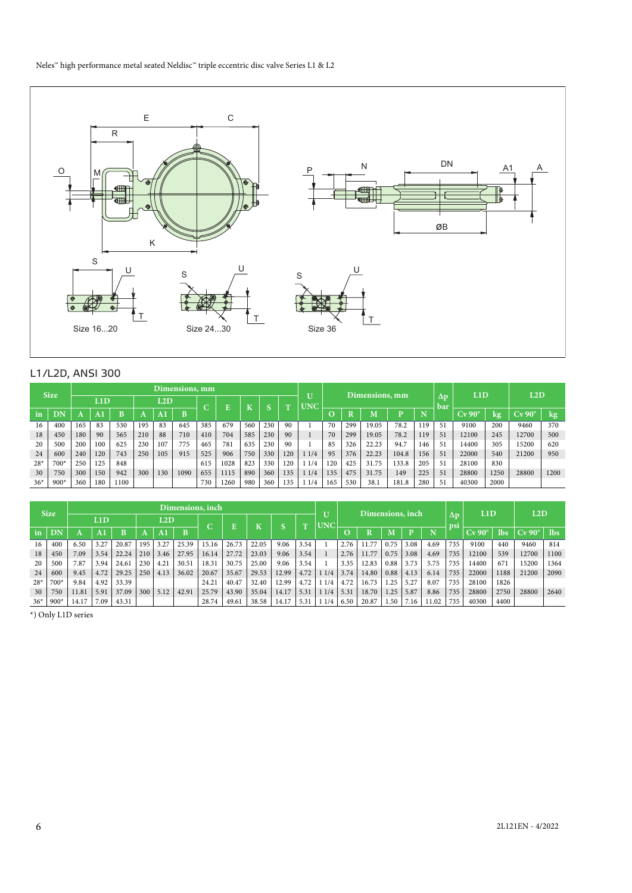## L1/L2D, ANSI 300

| Size | | Dimensions, mm | | | | | | | | | | | U | Dimensions, mm | | | | | Δp | L1D | | L2D | |
|---|---|---|---|---|---|---|---|---|---|---|---|---|---|---|---|---|---|---|---|---|---|---|---|
| | | L1D | | | L2D | | | C | E | K | S | T | UNC | | | | | | bar | | | | |
| in | DN | A | A1 | B | A | A1 | B | | | | | | | O | R | M | P | N | | Cv 90° | kg | Cv 90° | kg |
| 16 | 400 | 165 | 83 | 530 | 195 | 83 | 645 | 385 | 679 | 560 | 230 | 90 | 1 | 70 | 299 | 19.05 | 78.2 | 119 | 51 | 9100 | 200 | 9460 | 370 |
| 18 | 450 | 180 | 90 | 565 | 210 | 88 | 710 | 410 | 704 | 585 | 230 | 90 | 1 | 70 | 299 | 19.05 | 78.2 | 119 | 51 | 12100 | 245 | 12700 | 500 |
| 20 | 500 | 200 | 100 | 625 | 230 | 107 | 775 | 465 | 781 | 635 | 230 | 90 | 1 | 85 | 326 | 22.23 | 94.7 | 146 | 51 | 14400 | 305 | 15200 | 620 |
| 24 | 600 | 240 | 120 | 743 | 250 | 105 | 915 | 525 | 906 | 750 | 330 | 120 | 1 1/4 | 95 | 376 | 22.23 | 104.8 | 156 | 51 | 22000 | 540 | 21200 | 950 |
| 28* | 700* | 250 | 125 | 848 | | | | 615 | 1028 | 823 | 330 | 120 | 1 1/4 | 120 | 425 | 31.75 | 133.8 | 205 | 51 | 28100 | 830 | | |
| 30 | 750 | 300 | 150 | 942 | 300 | 130 | 1090 | 655 | 1115 | 890 | 360 | 135 | 1 1/4 | 135 | 475 | 31.75 | 149 | 225 | 51 | 28800 | 1250 | 28800 | 1200 |
| 36* | 900* | 360 | 180 | 1100 | | | | 730 | 1260 | 980 | 360 | 135 | 1 1/4 | 165 | 530 | 38.1 | 181.8 | 280 | 51 | 40300 | 2000 | | |

| Size | | Dimensions, inch | | | | | | | | | | | U | Dimensions, inch | | | | | Δp | L1D | | L2D | |
|---|---|---|---|---|---|---|---|---|---|---|---|---|---|---|---|---|---|---|---|---|---|---|---|
| | | L1D | | | L2D | | | C | E | K | S | T | UNC | | | | | | psi | | | | |
| in | DN | A | A1 | B | A | A1 | B | | | | | | | O | R | M | P | N | | Cv 90° | lbs | Cv 90° | lbs |
| 16 | 400 | 6.50 | 3.27 | 20.87 | 195 | 3.27 | 25.39 | 15.16 | 26.73 | 22.05 | 9.06 | 3.54 | 1 | 2.76 | 11.77 | 0.75 | 3.08 | 4.69 | 735 | 9100 | 440 | 9460 | 814 |
| 18 | 450 | 7.09 | 3.54 | 22.24 | 210 | 3.46 | 27.95 | 16.14 | 27.72 | 23.03 | 9.06 | 3.54 | 1 | 2.76 | 11.77 | 0.75 | 3.08 | 4.69 | 735 | 12100 | 539 | 12700 | 1100 |
| 20 | 500 | 7.87 | 3.94 | 24.61 | 230 | 4.21 | 30.51 | 18.31 | 30.75 | 25.00 | 9.06 | 3.54 | 1 | 3.35 | 12.83 | 0.88 | 3.73 | 5.75 | 735 | 14400 | 671 | 15200 | 1364 |
| 24 | 600 | 9.45 | 4.72 | 29.25 | 250 | 4.13 | 36.02 | 20.67 | 35.67 | 29.53 | 12.99 | 4.72 | 1 1/4 | 3.74 | 14.80 | 0.88 | 4.13 | 6.14 | 735 | 22000 | 1188 | 21200 | 2090 |
| 28* | 700* | 9.84 | 4.92 | 33.39 | | | | 24.21 | 40.47 | 32.40 | 12.99 | 4.72 | 1 1/4 | 4.72 | 16.73 | 1.25 | 5.27 | 8.07 | 735 | 28100 | 1826 | | |
| 30 | 750 | 11.81 | 5.91 | 37.09 | 300 | 5.12 | 42.91 | 25.79 | 43.90 | 35.04 | 14.17 | 5.31 | 1 1/4 | 5.31 | 18.70 | 1.25 | 5.87 | 8.86 | 735 | 28800 | 2750 | 28800 | 2640 |
| 36* | 900* | 14.17 | 7.09 | 43.31 | | | | 28.74 | 49.61 | 38.58 | 14.17 | 5.31 | 1 1/4 | 6.50 | 20.87 | 1.50 | 7.16 | 11.02 | 735 | 40300 | 4400 | | |

*) Only L1D series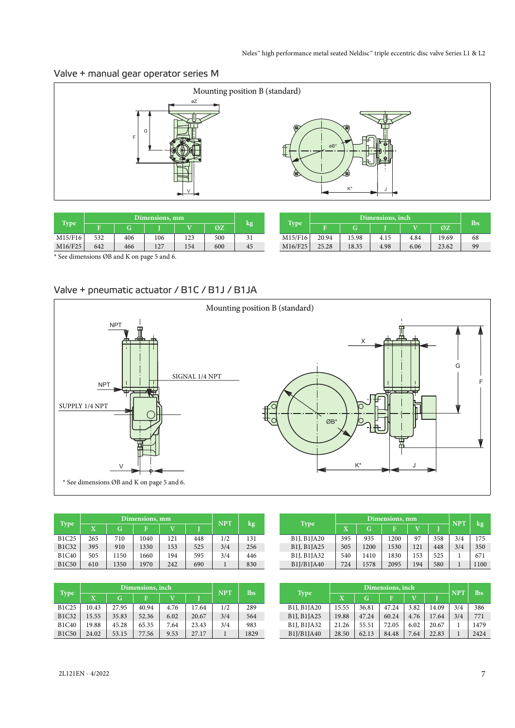## Valve + manual gear operator series M

Mounting position B (standard)

| Type | Dimensions, mm | | | | | kg |
|---|---|---|---|---|---|---|
| | F | G | J | V | ØZ | |
| M15/F16 | 532 | 406 | 106 | 123 | 500 | 31 |
| M16/F25 | 642 | 466 | 127 | 154 | 600 | 45 |

| Type | Dimensions, inch | | | | | lbs |
|---|---|---|---|---|---|---|
| | F | G | J | V | ØZ | |
| M15/F16 | 20.94 | 15.98 | 4.15 | 4.84 | 19.69 | 68 |
| M16/F25 | 25.28 | 18.35 | 4.98 | 6.06 | 23.62 | 99 |

* See dimensions ØB and K on page 5 and 6.

## Valve + pneumatic actuator / B1C / B1J / B1JA

Mounting position B (standard)

* See dimensions ØB and K on page 5 and 6.

| Type | Dimensions, mm | | | | | NPT | kg |
|---|---|---|---|---|---|---|---|
| | X | G | F | V | J | | |
| B1C25 | 265 | 710 | 1040 | 121 | 448 | 1/2 | 131 |
| B1C32 | 395 | 910 | 1330 | 153 | 525 | 3/4 | 256 |
| B1C40 | 505 | 1150 | 1660 | 194 | 595 | 3/4 | 446 |
| B1C50 | 610 | 1350 | 1970 | 242 | 690 | 1 | 830 |

| Type | Dimensions, mm | | | | | NPT | kg |
|---|---|---|---|---|---|---|---|
| | X | G | F | V | J | | |
| B1J, B1JA20 | 395 | 935 | 1200 | 97 | 358 | 3/4 | 175 |
| B1J, B1JA25 | 505 | 1200 | 1530 | 121 | 448 | 3/4 | 350 |
| B1J, B1JA32 | 540 | 1410 | 1830 | 153 | 525 | 1 | 671 |
| B1J/B1JA40 | 724 | 1578 | 2095 | 194 | 580 | 1 | 1100 |

| Type | Dimensions, inch | | | | | NPT | lbs |
|---|---|---|---|---|---|---|---|
| | X | G | F | V | J | | |
| B1C25 | 10.43 | 27.95 | 40.94 | 4.76 | 17.64 | 1/2 | 289 |
| B1C32 | 15.55 | 35.83 | 52.36 | 6.02 | 20.67 | 3/4 | 564 |
| B1C40 | 19.88 | 45.28 | 65.35 | 7.64 | 23.43 | 3/4 | 983 |
| B1C50 | 24.02 | 53.15 | 77.56 | 9.53 | 27.17 | 1 | 1829 |

| Type | Dimensions, inch | | | | | NPT | lbs |
|---|---|---|---|---|---|---|---|
| | X | G | F | V | J | | |
| B1J, B1JA20 | 15.55 | 36.81 | 47.24 | 3.82 | 14.09 | 3/4 | 386 |
| B1J, B1JA25 | 19.88 | 47.24 | 60.24 | 4.76 | 17.64 | 3/4 | 771 |
| B1J, B1JA32 | 21.26 | 55.51 | 72.05 | 6.02 | 20.67 | 1 | 1479 |
| B1J/B1JA40 | 28.50 | 62.13 | 84.48 | 7.64 | 22.83 | 1 | 2424 |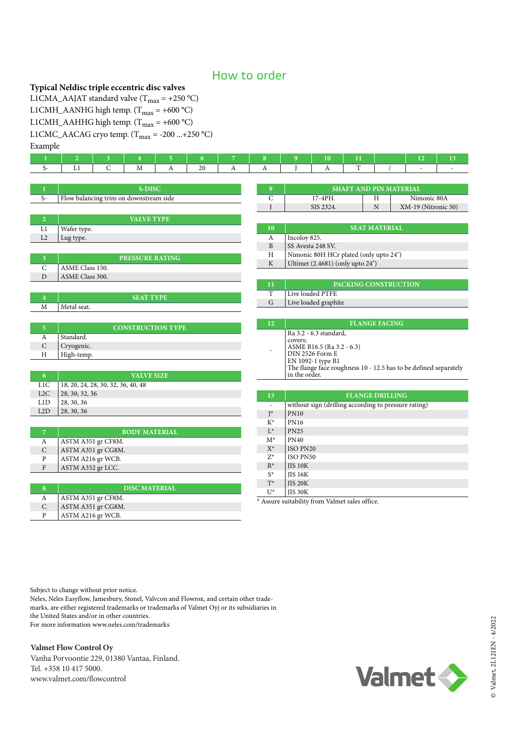# How to order

**Typical Neldisc triple eccentric disc valves**

L1CMA_AAJAT standard valve ($T_{max}$ = +250 °C)
L1CMH_AANHG high temp. ($T_{max}$ = +600 °C)
L1CMH_AAHHG high temp. ($T_{max}$ = +600 °C)
L1CMC_AACAG cryo temp. ($T_{max}$ = -200 ...+250 °C)

Example

| 1 | 2 | 3 | 4 | 5 | 6 | 7 | 8 | 9 | 10 | 11 | | 12 | 13 |
|---|---|---|---|---|---|---|---|---|---|---|---|---|---|
| S- | L1 | C | M | A | 20 | A | A | J | A | T | / | - | - |

| 1 | S-DISC |
|---|---|
| S- | Flow balancing trim on downstream side |

| 2 | VALVE TYPE |
|---|---|
| L1 | Wafer type. |
| L2 | Lug type. |

| 3 | PRESSURE RATING |
|---|---|
| C | ASME Class 150. |
| D | ASME Class 300. |

| 4 | SEAT TYPE |
|---|---|
| M | Metal seat. |

| 5 | CONSTRUCTION TYPE |
|---|---|
| A | Standard. |
| C | Cryogenic. |
| H | High-temp. |

| 6 | VALVE SIZE |
|---|---|
| L1C | 18, 20, 24, 28, 30, 32, 36, 40, 48 |
| L2C | 28, 30, 32, 36 |
| L1D | 28, 30, 36 |
| L2D | 28, 30, 36 |

| 7 | BODY MATERIAL |
|---|---|
| A | ASTM A351 gr CF8M. |
| C | ASTM A351 gr CG8M. |
| P | ASTM A216 gr WCB. |
| F | ASTM A352 gr LCC. |

| 8 | DISC MATERIAL |
|---|---|
| A | ASTM A351 gr CF8M. |
| C | ASTM A351 gr CG8M. |
| P | ASTM A216 gr WCB. |

| 9 | SHAFT AND PIN MATERIAL | | |
|---|---|---|---|
| C | 17-4PH. | H | Nimonic 80A |
| J | SIS 2324. | N | XM-19 (Nitronic 50) |

| 10 | SEAT MATERIAL |
|---|---|
| A | Incoloy 825. |
| B | SS Avesta 248 SV. |
| H | Nimonic 80H HCr plated (only upto 24") |
| K | Ultimet (2.4681) (only upto 24") |

| 11 | PACKING CONSTRUCTION |
|---|---|
| T | Live loaded PTFE |
| G | Live loaded graphite |

| 12 | FLANGE FACING |
|---|---|
| - | Ra 3.2 - 6.3 standard, covers; ASME B16.5 (Ra 3.2 - 6.3) DIN 2526 Form E EN 1092-1 type B1 The flange face roughness 10 - 12.5 has to be defined separately in the order. |

| 13 | FLANGE DRILLING |
|---|---|
| - | without sign (drilling according to pressure rating) |
| J* | PN10 |
| K* | PN16 |
| L* | PN25 |
| M* | PN40 |
| X* | ISO PN20 |
| Z* | ISO PN50 |
| R* | JIS 10K |
| S* | JIS 16K |
| T* | JIS 20K |
| U* | JIS 30K |

* Assure suitability from Valmet sales office.

Subject to change without prior notice.
Neles, Neles Easyflow, Jamesbury, Stonel, Valvcon and Flowrox, and certain other trademarks, are either registered trademarks or trademarks of Valmet Oyj or its subsidiaries in the United States and/or in other countries.
For more information www.neles.com/trademarks

**Valmet Flow Control Oy**
Vanha Porvoontie 229, 01380 Vantaa, Finland.
Tel. +358 10 417 5000.
www.valmet.com/flowcontrol

© Valmet, 2L121EN - 4/2022